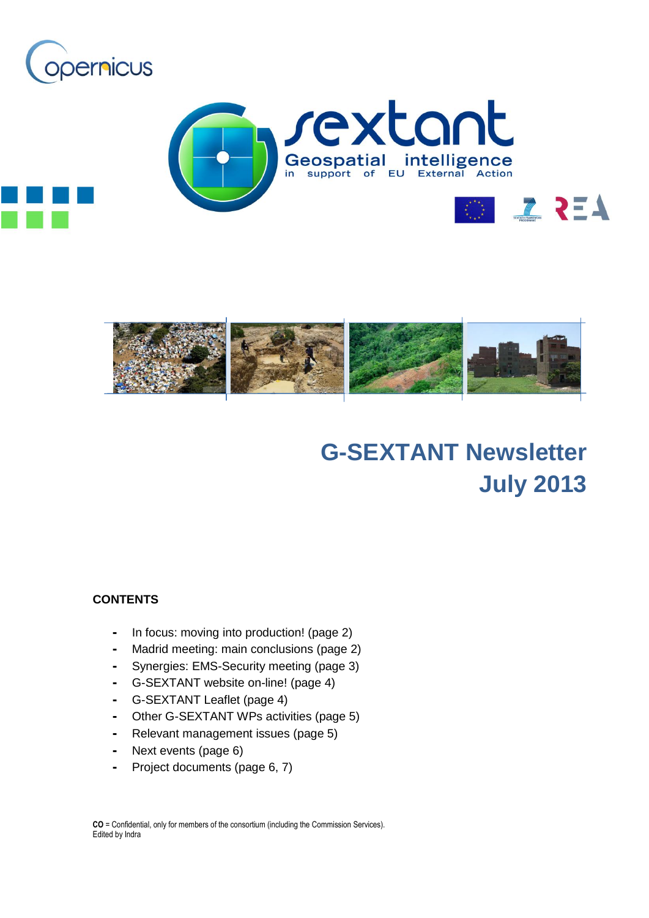# G-SEXTANT Newsletter July 2013

**CONTENTS**

- In focus: moving into production! (page 2)
- Madrid meeting: main conclusions (page 2)
- Synergies: EMS-Security meeting (page 3)
- G-SEXTANT website on-line! (page 4)
- G-SEXTANT Leaflet (page 4)
- Other G-SEXTANT WPs activities (page 5)
- Relevant management issues (page 5)
- Next events (page 6)
- Project documents (page 6, 7)

**CO** = Confidential, only for members of the consortium (including the Commission Services).
Edited by Indra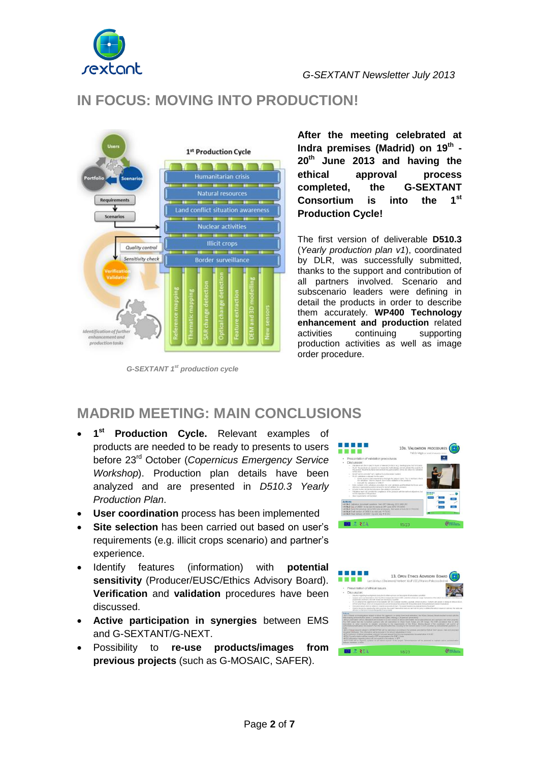# IN FOCUS: MOVING INTO PRODUCTION!

G-SEXTANT 1st production cycle

**After the meeting celebrated at Indra premises (Madrid) on 19th - 20th June 2013 and having the ethical approval process completed, the G-SEXTANT Consortium is into the 1st Production Cycle!**

The first version of deliverable **D510.3** (*Yearly production plan v1*), coordinated by DLR, was successfully submitted, thanks to the support and contribution of all partners involved. Scenario and subscenario leaders were defining in detail the products in order to describe them accurately. **WP400 Technology enhancement and production** related activities continuing supporting production activities as well as image order procedure.

# MADRID MEETING: MAIN CONCLUSIONS

- **1st Production Cycle.** Relevant examples of products are needed to be ready to presents to users before 23rd October (*Copernicus Emergency Service Workshop*). Production plan details have been analyzed and are presented in *D510.3 Yearly Production Plan*.
- **User coordination** process has been implemented
- **Site selection** has been carried out based on user's requirements (e.g. illicit crops scenario) and partner's experience.
- Identify features (information) with **potential sensitivity** (Producer/EUSC/Ethics Advisory Board). **Verification** and **validation** procedures have been discussed.
- **Active participation in synergies** between EMS and G-SEXTANT/G-NEXT.
- Possibility to **re-use products/images from previous projects** (such as G-MOSAIC, SAFER).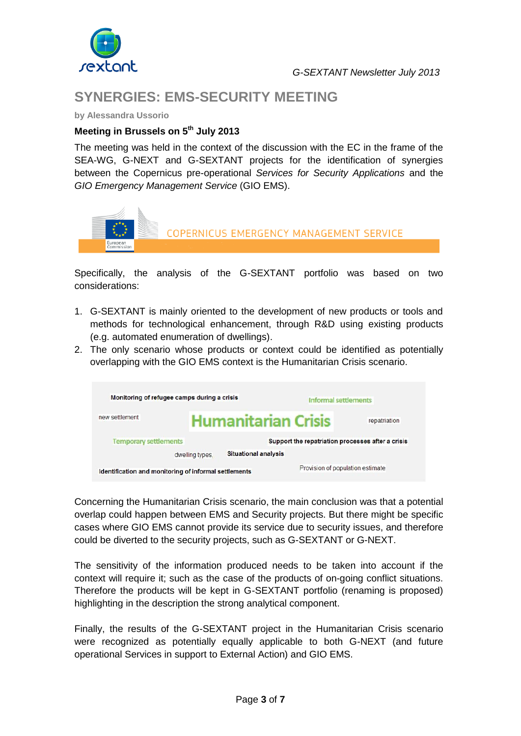## SYNERGIES: EMS-SECURITY MEETING

**by Alessandra Ussorio**

**Meeting in Brussels on 5th July 2013**

The meeting was held in the context of the discussion with the EC in the frame of the SEA-WG, G-NEXT and G-SEXTANT projects for the identification of synergies between the Copernicus pre-operational *Services for Security Applications* and the *GIO Emergency Management Service* (GIO EMS).

COPERNICUS EMERGENCY MANAGEMENT SERVICE

Specifically, the analysis of the G-SEXTANT portfolio was based on two considerations:

1. G-SEXTANT is mainly oriented to the development of new products or tools and methods for technological enhancement, through R&D using existing products (e.g. automated enumeration of dwellings).
2. The only scenario whose products or context could be identified as potentially overlapping with the GIO EMS context is the Humanitarian Crisis scenario.

Monitoring of refugee camps during a crisis · Informal settlements · new settlement · **Humanitarian Crisis** · repatriation · Temporary settlements · Support the repatriation processes after a crisis · dwelling types · Situational analysis · Identification and monitoring of informal settlements · Provision of population estimate

Concerning the Humanitarian Crisis scenario, the main conclusion was that a potential overlap could happen between EMS and Security projects. But there might be specific cases where GIO EMS cannot provide its service due to security issues, and therefore could be diverted to the security projects, such as G-SEXTANT or G-NEXT.

The sensitivity of the information produced needs to be taken into account if the context will require it; such as the case of the products of on-going conflict situations. Therefore the products will be kept in G-SEXTANT portfolio (renaming is proposed) highlighting in the description the strong analytical component.

Finally, the results of the G-SEXTANT project in the Humanitarian Crisis scenario were recognized as potentially equally applicable to both G-NEXT (and future operational Services in support to External Action) and GIO EMS.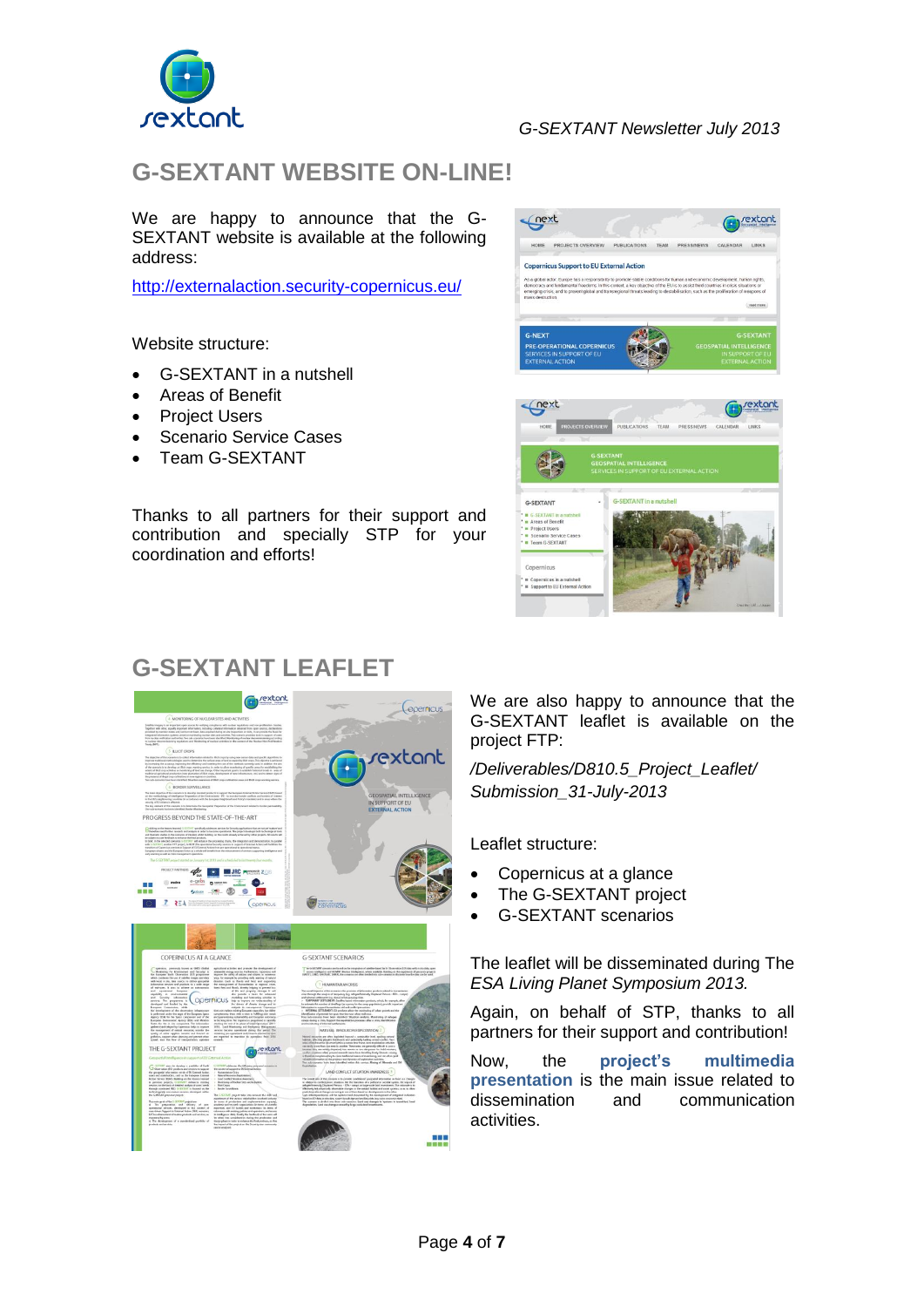## G-SEXTANT WEBSITE ON-LINE!

We are happy to announce that the G-SEXTANT website is available at the following address:

http://externalaction.security-copernicus.eu/

Website structure:

- G-SEXTANT in a nutshell
- Areas of Benefit
- Project Users
- Scenario Service Cases
- Team G-SEXTANT

Thanks to all partners for their support and contribution and specially STP for your coordination and efforts!

## G-SEXTANT LEAFLET

We are also happy to announce that the G-SEXTANT leaflet is available on the project FTP:

*/Deliverables/D810.5_Project_Leaflet/ Submission_31-July-2013*

Leaflet structure:

- Copernicus at a glance
- The G-SEXTANT project
- G-SEXTANT scenarios

The leaflet will be disseminated during The *ESA Living Planet Symposium 2013.*

Again, on behalf of STP, thanks to all partners for their support and contribution!

Now, the **project's multimedia presentation** is the main issue related to dissemination and communication activities.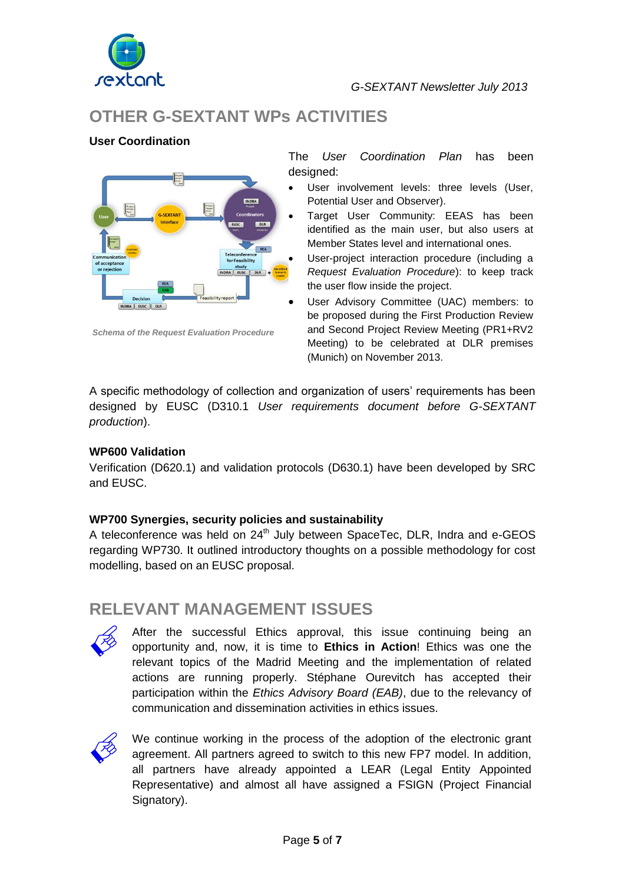# OTHER G-SEXTANT WPs ACTIVITIES

### User Coordination

*Schema of the Request Evaluation Procedure*

The *User Coordination Plan* has been designed:

- User involvement levels: three levels (User, Potential User and Observer).
- Target User Community: EEAS has been identified as the main user, but also users at Member States level and international ones.
- User-project interaction procedure (including a *Request Evaluation Procedure*): to keep track the user flow inside the project.
- User Advisory Committee (UAC) members: to be proposed during the First Production Review and Second Project Review Meeting (PR1+RV2 Meeting) to be celebrated at DLR premises (Munich) on November 2013.

A specific methodology of collection and organization of users' requirements has been designed by EUSC (D310.1 *User requirements document before G-SEXTANT production*).

### WP600 Validation

Verification (D620.1) and validation protocols (D630.1) have been developed by SRC and EUSC.

### WP700 Synergies, security policies and sustainability

A teleconference was held on 24th July between SpaceTec, DLR, Indra and e-GEOS regarding WP730. It outlined introductory thoughts on a possible methodology for cost modelling, based on an EUSC proposal.

# RELEVANT MANAGEMENT ISSUES

After the successful Ethics approval, this issue continuing being an opportunity and, now, it is time to **Ethics in Action**! Ethics was one the relevant topics of the Madrid Meeting and the implementation of related actions are running properly. Stéphane Ourevitch has accepted their participation within the *Ethics Advisory Board (EAB)*, due to the relevancy of communication and dissemination activities in ethics issues.

We continue working in the process of the adoption of the electronic grant agreement. All partners agreed to switch to this new FP7 model. In addition, all partners have already appointed a LEAR (Legal Entity Appointed Representative) and almost all have assigned a FSIGN (Project Financial Signatory).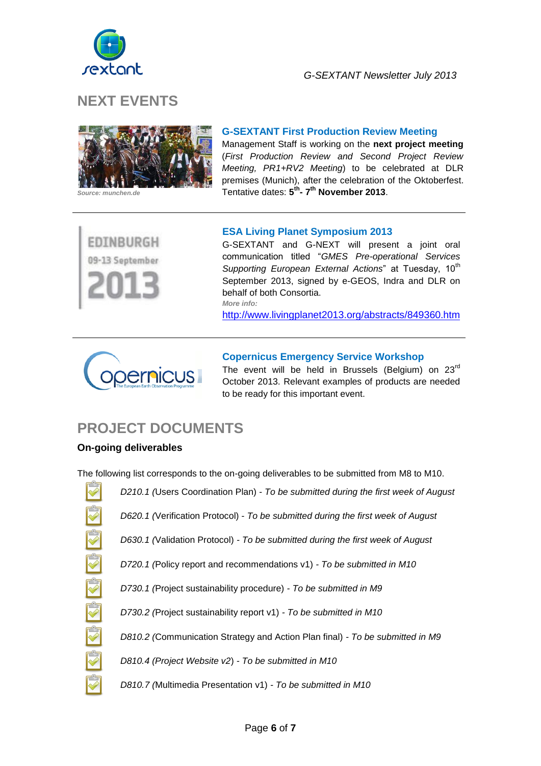## NEXT EVENTS

Source: munchen.de

### G-SEXTANT First Production Review Meeting

Management Staff is working on the **next project meeting** (*First Production Review and Second Project Review Meeting, PR1+RV2 Meeting*) to be celebrated at DLR premises (Munich), after the celebration of the Oktoberfest. Tentative dates: **5th- 7th November 2013**.

---

### ESA Living Planet Symposium 2013

G-SEXTANT and G-NEXT will present a joint oral communication titled "*GMES Pre-operational Services Supporting European External Actions*" at Tuesday, 10th September 2013, signed by e-GEOS, Indra and DLR on behalf of both Consortia.

***More info:***

http://www.livingplanet2013.org/abstracts/849360.htm

---

### Copernicus Emergency Service Workshop

The event will be held in Brussels (Belgium) on 23rd October 2013. Relevant examples of products are needed to be ready for this important event.

## PROJECT DOCUMENTS

### On-going deliverables

The following list corresponds to the on-going deliverables to be submitted from M8 to M10.

- *D210.1 (*Users Coordination Plan) - *To be submitted during the first week of August*
- *D620.1 (*Verification Protocol) - *To be submitted during the first week of August*
- *D630.1 (*Validation Protocol) - *To be submitted during the first week of August*
- *D720.1 (*Policy report and recommendations v1) *- To be submitted in M10*
- *D730.1 (*Project sustainability procedure) *- To be submitted in M9*
- *D730.2 (*Project sustainability report v1) *- To be submitted in M10*
- *D810.2 (*Communication Strategy and Action Plan final) *- To be submitted in M9*
- *D810.4 (Project Website v2*) *- To be submitted in M10*
- *D810.7 (*Multimedia Presentation v1) *- To be submitted in M10*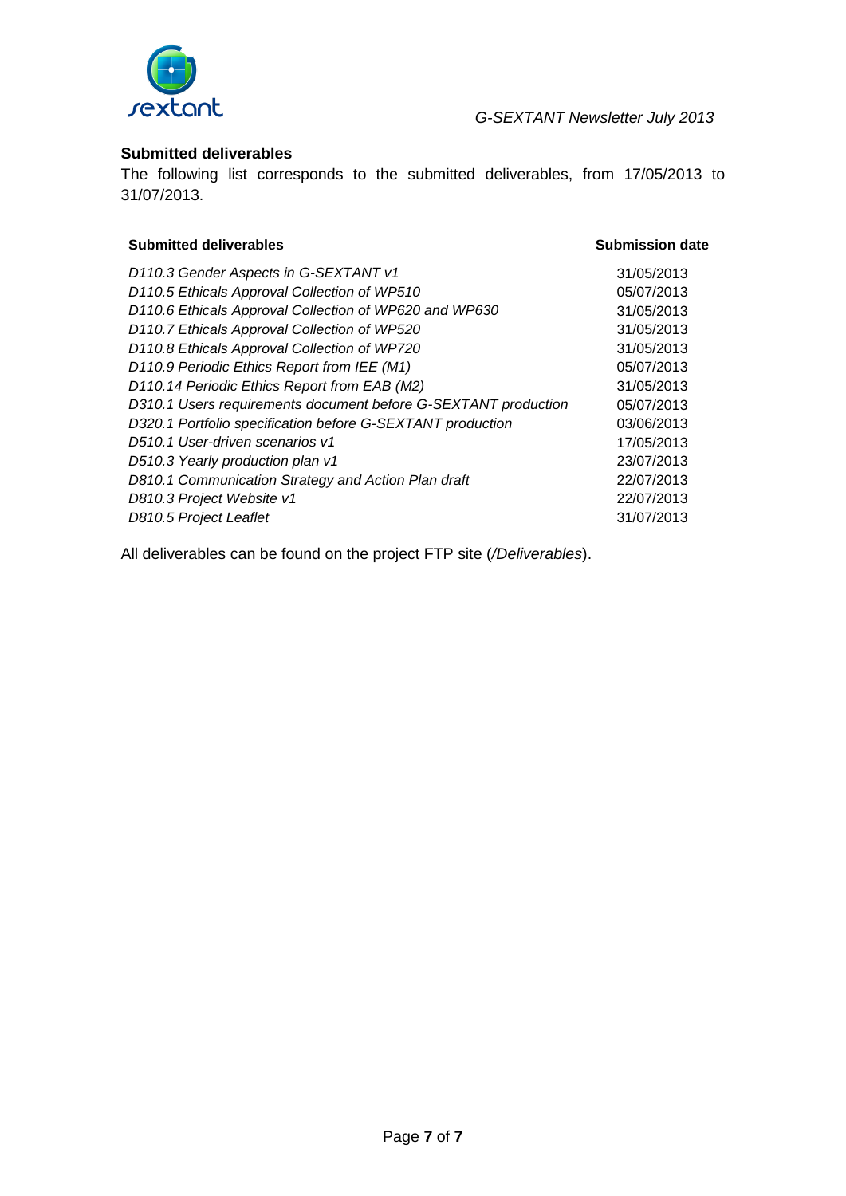## Submitted deliverables

The following list corresponds to the submitted deliverables, from 17/05/2013 to 31/07/2013.

| **Submitted deliverables** | **Submission date** |
| --- | --- |
| *D110.3 Gender Aspects in G-SEXTANT v1* | 31/05/2013 |
| *D110.5 Ethicals Approval Collection of WP510* | 05/07/2013 |
| *D110.6 Ethicals Approval Collection of WP620 and WP630* | 31/05/2013 |
| *D110.7 Ethicals Approval Collection of WP520* | 31/05/2013 |
| *D110.8 Ethicals Approval Collection of WP720* | 31/05/2013 |
| *D110.9 Periodic Ethics Report from IEE (M1)* | 05/07/2013 |
| *D110.14 Periodic Ethics Report from EAB (M2)* | 31/05/2013 |
| *D310.1 Users requirements document before G-SEXTANT production* | 05/07/2013 |
| *D320.1 Portfolio specification before G-SEXTANT production* | 03/06/2013 |
| *D510.1 User-driven scenarios v1* | 17/05/2013 |
| *D510.3 Yearly production plan v1* | 23/07/2013 |
| *D810.1 Communication Strategy and Action Plan draft* | 22/07/2013 |
| *D810.3 Project Website v1* | 22/07/2013 |
| *D810.5 Project Leaflet* | 31/07/2013 |

All deliverables can be found on the project FTP site (*/Deliverables*).